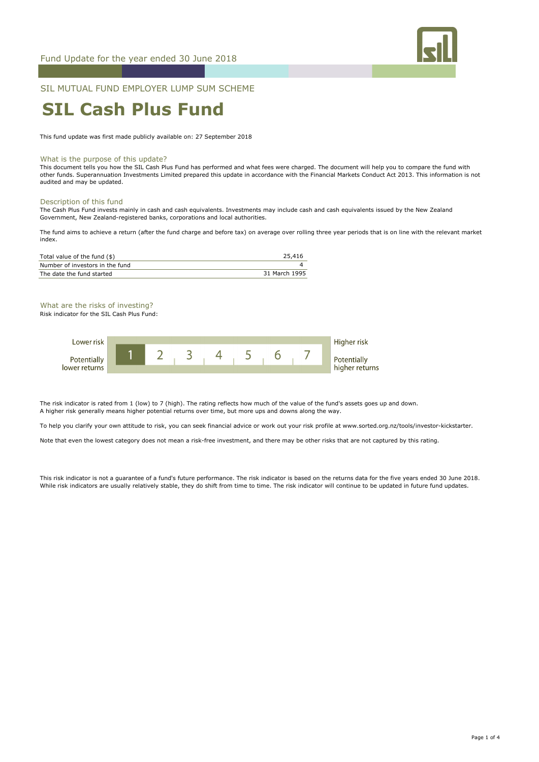Fund Update for the year ended 30 June 2018

SIL MUTUAL FUND EMPLOYER LUMP SUM SCHEME

# SIL Cash Plus Fund

This fund update was first made publicly available on: 27 September 2018

## What is the purpose of this update?

This document tells you how the SIL Cash Plus Fund has performed and what fees were charged. The document will help you to compare the fund with other funds. Superannuation Investments Limited prepared this update in accordance with the Financial Markets Conduct Act 2013. This information is not audited and may be updated.

## Description of this fund

The Cash Plus Fund invests mainly in cash and cash equivalents. Investments may include cash and cash equivalents issued by the New Zealand Government, New Zealand-registered banks, corporations and local authorities.

The fund aims to achieve a return (after the fund charge and before tax) on average over rolling three year periods that is on line with the relevant market index.

| | |
|---|---|
| Total value of the fund ($) | 25,416 |
| Number of investors in the fund | 4 |
| The date the fund started | 31 March 1995 |

## What are the risks of investing?

Risk indicator for the SIL Cash Plus Fund:

| Lower risk / Potentially lower returns | **1** | 2 | 3 | 4 | 5 | 6 | 7 | Higher risk / Potentially higher returns |
|---|---|---|---|---|---|---|---|---|

The risk indicator is rated from 1 (low) to 7 (high). The rating reflects how much of the value of the fund's assets goes up and down. A higher risk generally means higher potential returns over time, but more ups and downs along the way.

To help you clarify your own attitude to risk, you can seek financial advice or work out your risk profile at www.sorted.org.nz/tools/investor-kickstarter.

Note that even the lowest category does not mean a risk-free investment, and there may be other risks that are not captured by this rating.

This risk indicator is not a guarantee of a fund's future performance. The risk indicator is based on the returns data for the five years ended 30 June 2018. While risk indicators are usually relatively stable, they do shift from time to time. The risk indicator will continue to be updated in future fund updates.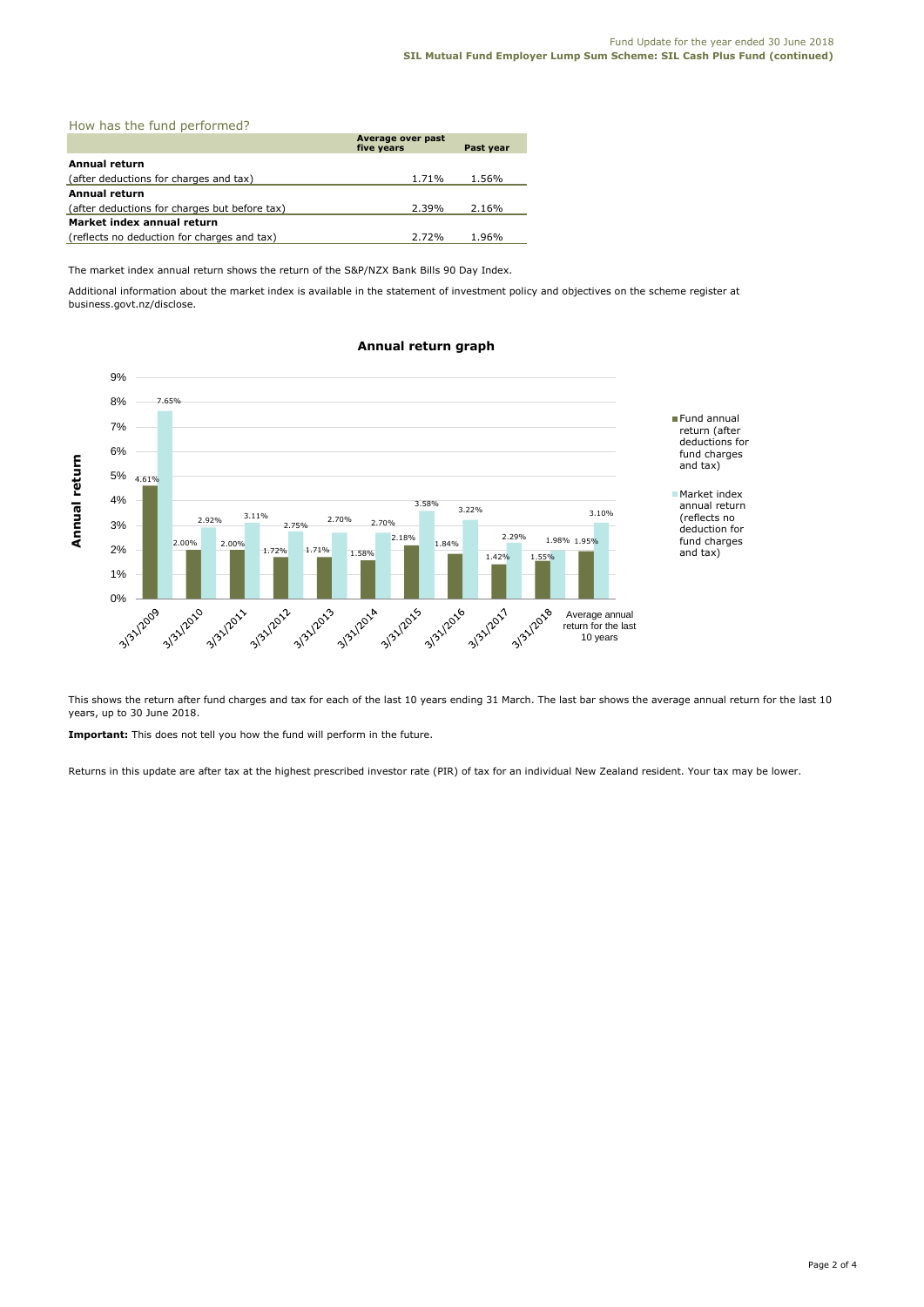## How has the fund performed?

| | Average over past five years | Past year |
|---|---|---|
| **Annual return** | | |
| (after deductions for charges and tax) | 1.71% | 1.56% |
| **Annual return** | | |
| (after deductions for charges but before tax) | 2.39% | 2.16% |
| **Market index annual return** | | |
| (reflects no deduction for charges and tax) | 2.72% | 1.96% |

The market index annual return shows the return of the S&P/NZX Bank Bills 90 Day Index.

Additional information about the market index is available in the statement of investment policy and objectives on the scheme register at business.govt.nz/disclose.

### Annual return graph

| Year | Fund annual return (after deductions for fund charges and tax) | Market index annual return (reflects no deduction for fund charges and tax) |
|---|---|---|
| 3/31/2009 | 4.61% | 7.65% |
| 3/31/2010 | 2.00% | 2.92% |
| 3/31/2011 | 2.00% | 3.11% |
| 3/31/2012 | 1.72% | 2.75% |
| 3/31/2013 | 1.71% | 2.70% |
| 3/31/2014 | 1.58% | 2.70% |
| 3/31/2015 | 2.18% | 3.58% |
| 3/31/2016 | 1.84% | 3.22% |
| 3/31/2017 | 1.42% | 2.29% |
| 3/31/2018 | 1.55% | 1.98% |
| Average annual return for the last 10 years | 1.95% | 3.10% |

This shows the return after fund charges and tax for each of the last 10 years ending 31 March. The last bar shows the average annual return for the last 10 years, up to 30 June 2018.

**Important:** This does not tell you how the fund will perform in the future.

Returns in this update are after tax at the highest prescribed investor rate (PIR) of tax for an individual New Zealand resident. Your tax may be lower.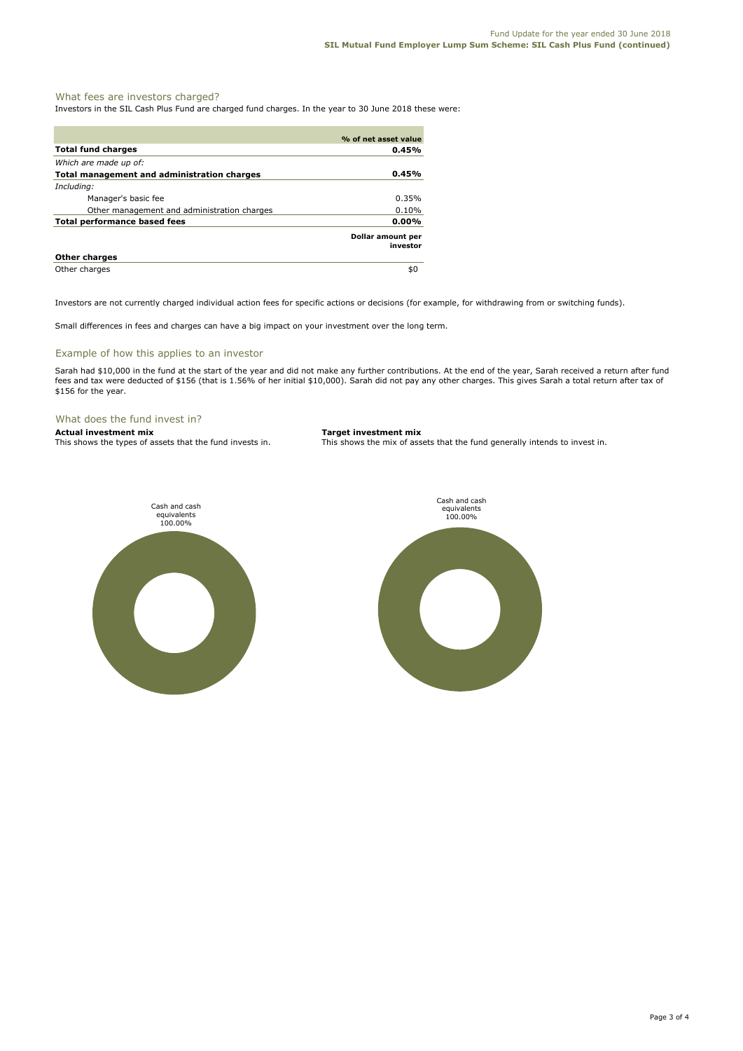## What fees are investors charged?

Investors in the SIL Cash Plus Fund are charged fund charges. In the year to 30 June 2018 these were:

| | % of net asset value |
|---|---|
| **Total fund charges** | **0.45%** |
| *Which are made up of:* | |
| **Total management and administration charges** | **0.45%** |
| *Including:* | |
| Manager's basic fee | 0.35% |
| Other management and administration charges | 0.10% |
| **Total performance based fees** | **0.00%** |
| | **Dollar amount per investor** |
| **Other charges** | |
| Other charges | $0 |

Investors are not currently charged individual action fees for specific actions or decisions (for example, for withdrawing from or switching funds).

Small differences in fees and charges can have a big impact on your investment over the long term.

## Example of how this applies to an investor

Sarah had $10,000 in the fund at the start of the year and did not make any further contributions. At the end of the year, Sarah received a return after fund fees and tax were deducted of $156 (that is 1.56% of her initial $10,000). Sarah did not pay any other charges. This gives Sarah a total return after tax of $156 for the year.

## What does the fund invest in?

**Actual investment mix**
This shows the types of assets that the fund invests in.

Cash and cash equivalents 100.00%

**Target investment mix**
This shows the mix of assets that the fund generally intends to invest in.

Cash and cash equivalents 100.00%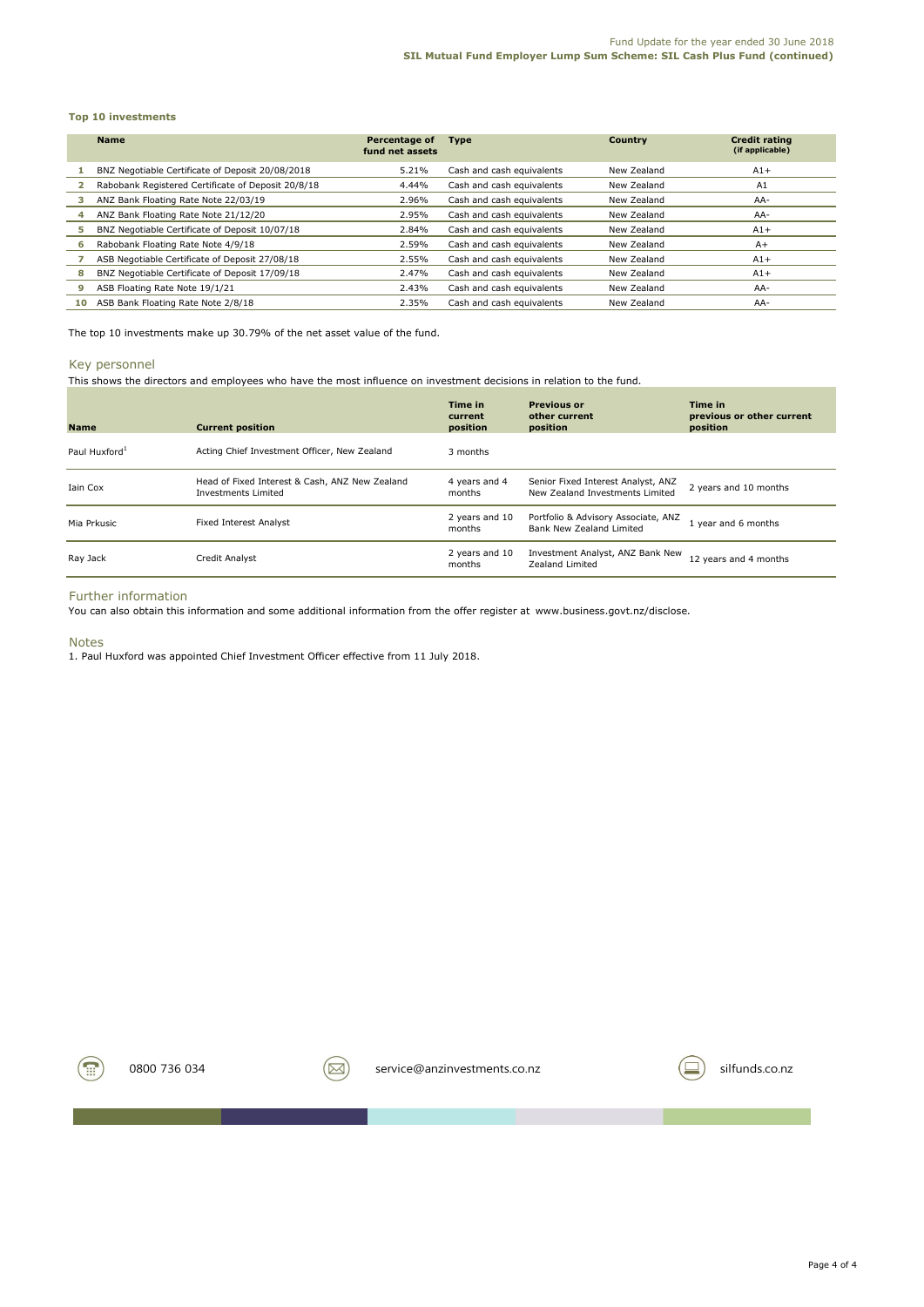### Top 10 investments

| | Name | Percentage of fund net assets | Type | Country | Credit rating (if applicable) |
|---|---|---|---|---|---|
| 1 | BNZ Negotiable Certificate of Deposit 20/08/2018 | 5.21% | Cash and cash equivalents | New Zealand | A1+ |
| 2 | Rabobank Registered Certificate of Deposit 20/8/18 | 4.44% | Cash and cash equivalents | New Zealand | A1 |
| 3 | ANZ Bank Floating Rate Note 22/03/19 | 2.96% | Cash and cash equivalents | New Zealand | AA- |
| 4 | ANZ Bank Floating Rate Note 21/12/20 | 2.95% | Cash and cash equivalents | New Zealand | AA- |
| 5 | BNZ Negotiable Certificate of Deposit 10/07/18 | 2.84% | Cash and cash equivalents | New Zealand | A1+ |
| 6 | Rabobank Floating Rate Note 4/9/18 | 2.59% | Cash and cash equivalents | New Zealand | A+ |
| 7 | ASB Negotiable Certificate of Deposit 27/08/18 | 2.55% | Cash and cash equivalents | New Zealand | A1+ |
| 8 | BNZ Negotiable Certificate of Deposit 17/09/18 | 2.47% | Cash and cash equivalents | New Zealand | A1+ |
| 9 | ASB Floating Rate Note 19/1/21 | 2.43% | Cash and cash equivalents | New Zealand | AA- |
| 10 | ASB Bank Floating Rate Note 2/8/18 | 2.35% | Cash and cash equivalents | New Zealand | AA- |

The top 10 investments make up 30.79% of the net asset value of the fund.

## Key personnel

This shows the directors and employees who have the most influence on investment decisions in relation to the fund.

| Name | Current position | Time in current position | Previous or other current position | Time in previous or other current position |
|---|---|---|---|---|
| Paul Huxford[1] | Acting Chief Investment Officer, New Zealand | 3 months | | |
| Iain Cox | Head of Fixed Interest & Cash, ANZ New Zealand Investments Limited | 4 years and 4 months | Senior Fixed Interest Analyst, ANZ New Zealand Investments Limited | 2 years and 10 months |
| Mia Prkusic | Fixed Interest Analyst | 2 years and 10 months | Portfolio & Advisory Associate, ANZ Bank New Zealand Limited | 1 year and 6 months |
| Ray Jack | Credit Analyst | 2 years and 10 months | Investment Analyst, ANZ Bank New Zealand Limited | 12 years and 4 months |

## Further information

You can also obtain this information and some additional information from the offer register at www.business.govt.nz/disclose.

## Notes

1. Paul Huxford was appointed Chief Investment Officer effective from 11 July 2018.

0800 736 034

service@anzinvestments.co.nz

silfunds.co.nz